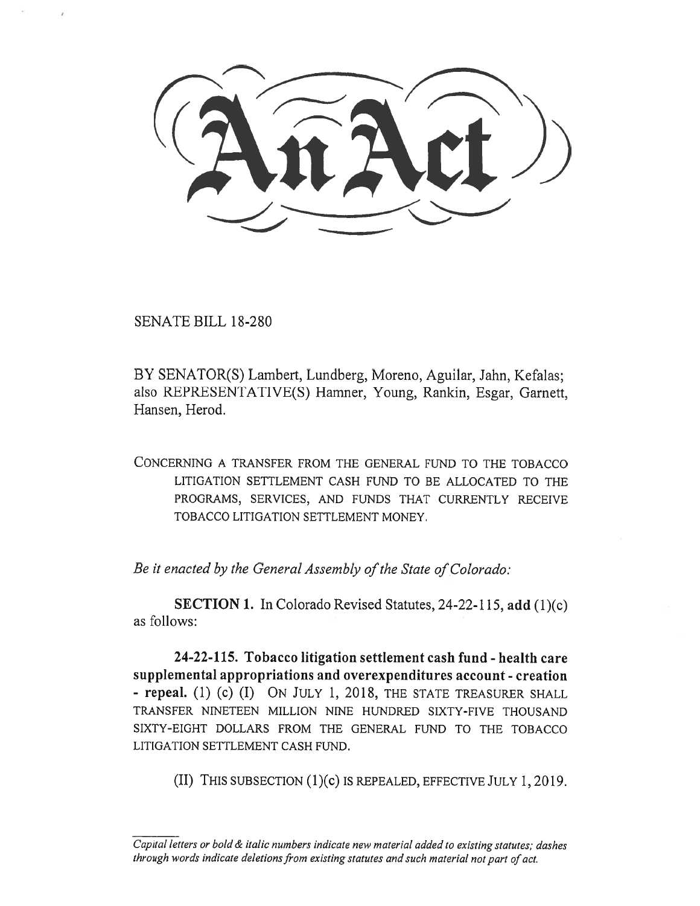# An Act

SENATE BILL 18-280

BY SENATOR(S) Lambert, Lundberg, Moreno, Aguilar, Jahn, Kefalas; also REPRESENTATIVE(S) Hamner, Young, Rankin, Esgar, Garnett, Hansen, Herod.

CONCERNING A TRANSFER FROM THE GENERAL FUND TO THE TOBACCO LITIGATION SETTLEMENT CASH FUND TO BE ALLOCATED TO THE PROGRAMS, SERVICES, AND FUNDS THAT CURRENTLY RECEIVE TOBACCO LITIGATION SETTLEMENT MONEY.

*Be it enacted by the General Assembly of the State of Colorado:*

**SECTION 1.** In Colorado Revised Statutes, 24-22-115, **add** (1)(c) as follows:

**24-22-115. Tobacco litigation settlement cash fund - health care supplemental appropriations and overexpenditures account - creation - repeal.** (1) (c) (I) ON JULY 1, 2018, THE STATE TREASURER SHALL TRANSFER NINETEEN MILLION NINE HUNDRED SIXTY-FIVE THOUSAND SIXTY-EIGHT DOLLARS FROM THE GENERAL FUND TO THE TOBACCO LITIGATION SETTLEMENT CASH FUND.

(II) THIS SUBSECTION (1)(c) IS REPEALED, EFFECTIVE JULY 1, 2019.

*Capital letters or bold & italic numbers indicate new material added to existing statutes; dashes through words indicate deletions from existing statutes and such material not part of act.*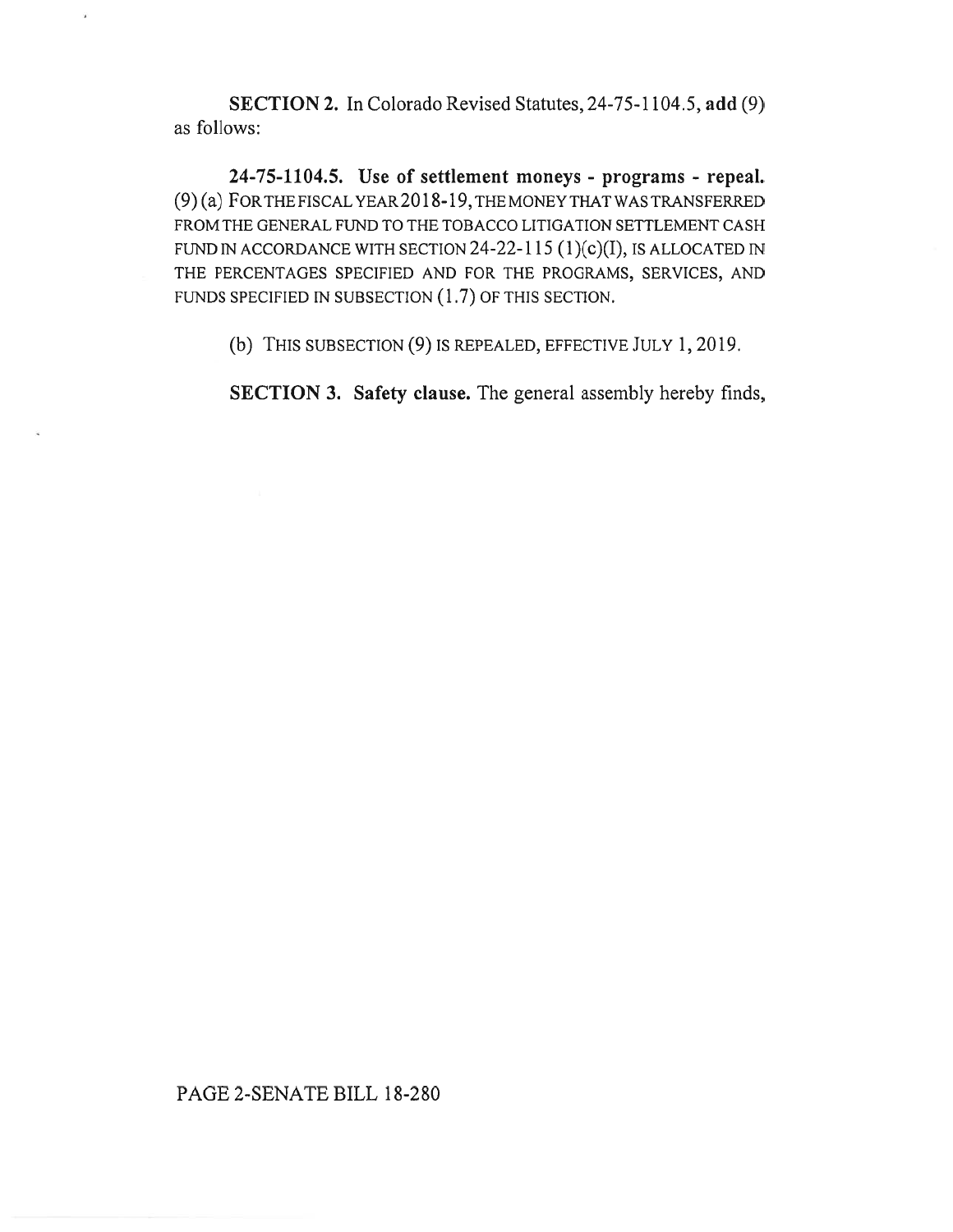**SECTION 2.** In Colorado Revised Statutes, 24-75-1104.5, **add** (9) as follows:

**24-75-1104.5. Use of settlement moneys - programs - repeal.** (9) (a) FOR THE FISCAL YEAR 2018-19, THE MONEY THAT WAS TRANSFERRED FROM THE GENERAL FUND TO THE TOBACCO LITIGATION SETTLEMENT CASH FUND IN ACCORDANCE WITH SECTION 24-22-115 (1)(c)(I), IS ALLOCATED IN THE PERCENTAGES SPECIFIED AND FOR THE PROGRAMS, SERVICES, AND FUNDS SPECIFIED IN SUBSECTION (1.7) OF THIS SECTION.

(b) THIS SUBSECTION (9) IS REPEALED, EFFECTIVE JULY 1, 2019.

**SECTION 3. Safety clause.** The general assembly hereby finds,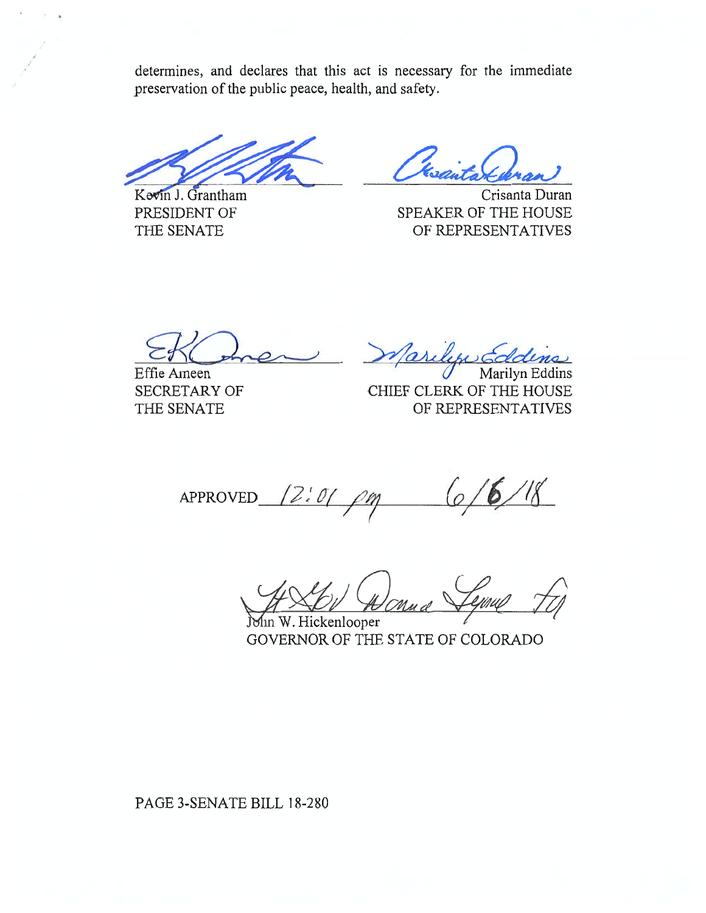determines, and declares that this act is necessary for the immediate preservation of the public peace, health, and safety.

Kevin J. Grantham
PRESIDENT OF
THE SENATE

Crisanta Duran
SPEAKER OF THE HOUSE
OF REPRESENTATIVES

Effie Ameen
SECRETARY OF
THE SENATE

Marilyn Eddins
CHIEF CLERK OF THE HOUSE
OF REPRESENTATIVES

APPROVED 12:01 pm 6/6/18

John W. Hickenlooper
GOVERNOR OF THE STATE OF COLORADO

PAGE 3-SENATE BILL 18-280